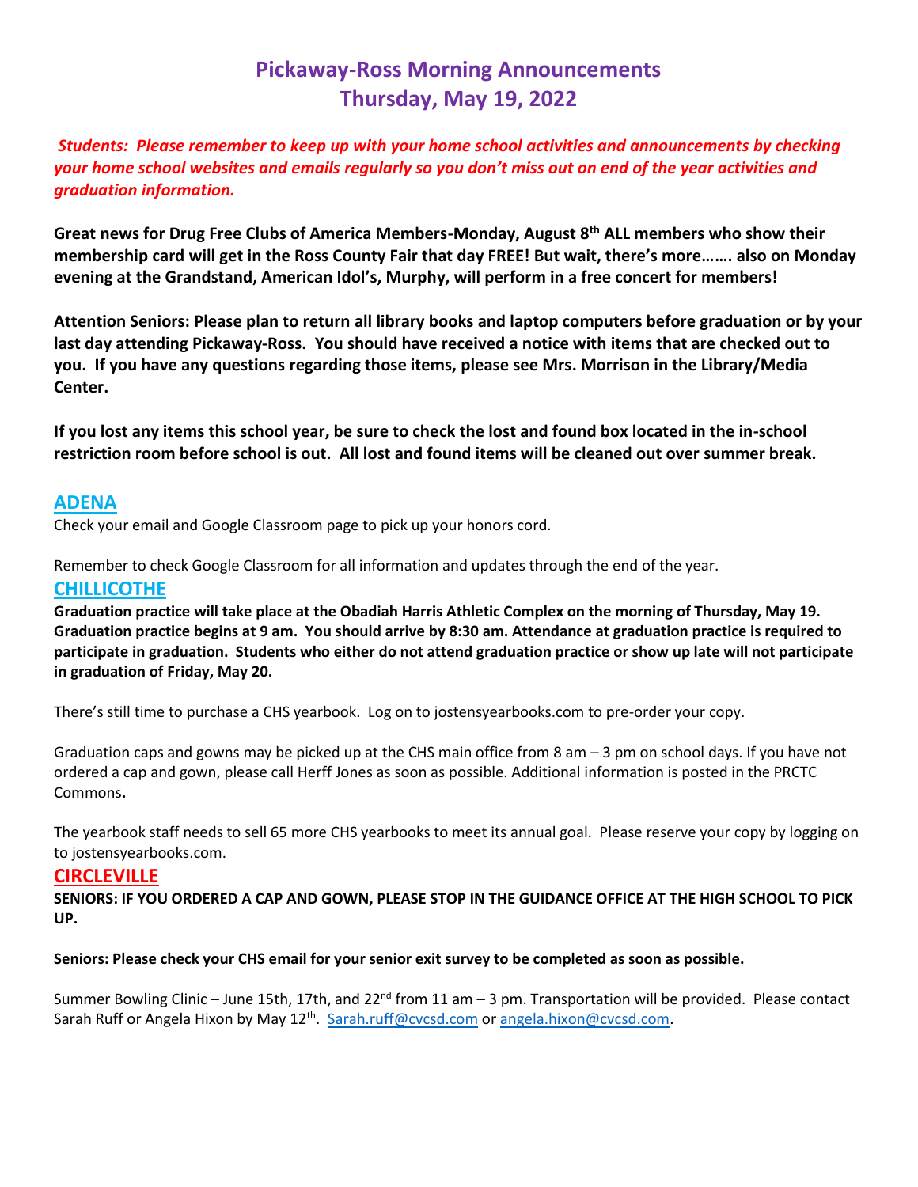# Pickaway-Ross Morning Announcements
# Thursday, May 19, 2022

***Students: Please remember to keep up with your home school activities and announcements by checking your home school websites and emails regularly so you don't miss out on end of the year activities and graduation information.***

**Great news for Drug Free Clubs of America Members-Monday, August 8th ALL members who show their membership card will get in the Ross County Fair that day FREE! But wait, there's more……. also on Monday evening at the Grandstand, American Idol's, Murphy, will perform in a free concert for members!**

**Attention Seniors: Please plan to return all library books and laptop computers before graduation or by your last day attending Pickaway-Ross. You should have received a notice with items that are checked out to you. If you have any questions regarding those items, please see Mrs. Morrison in the Library/Media Center.**

**If you lost any items this school year, be sure to check the lost and found box located in the in-school restriction room before school is out. All lost and found items will be cleaned out over summer break.**

## ADENA

Check your email and Google Classroom page to pick up your honors cord.

Remember to check Google Classroom for all information and updates through the end of the year.

## CHILLICOTHE

**Graduation practice will take place at the Obadiah Harris Athletic Complex on the morning of Thursday, May 19. Graduation practice begins at 9 am. You should arrive by 8:30 am. Attendance at graduation practice is required to participate in graduation. Students who either do not attend graduation practice or show up late will not participate in graduation of Friday, May 20.**

There's still time to purchase a CHS yearbook. Log on to jostensyearbooks.com to pre-order your copy.

Graduation caps and gowns may be picked up at the CHS main office from 8 am – 3 pm on school days. If you have not ordered a cap and gown, please call Herff Jones as soon as possible. Additional information is posted in the PRCTC Commons**.**

The yearbook staff needs to sell 65 more CHS yearbooks to meet its annual goal. Please reserve your copy by logging on to jostensyearbooks.com.

## CIRCLEVILLE

**SENIORS: IF YOU ORDERED A CAP AND GOWN, PLEASE STOP IN THE GUIDANCE OFFICE AT THE HIGH SCHOOL TO PICK UP.**

**Seniors: Please check your CHS email for your senior exit survey to be completed as soon as possible.**

Summer Bowling Clinic – June 15th, 17th, and 22nd from 11 am – 3 pm. Transportation will be provided. Please contact Sarah Ruff or Angela Hixon by May 12th. Sarah.ruff@cvcsd.com or angela.hixon@cvcsd.com.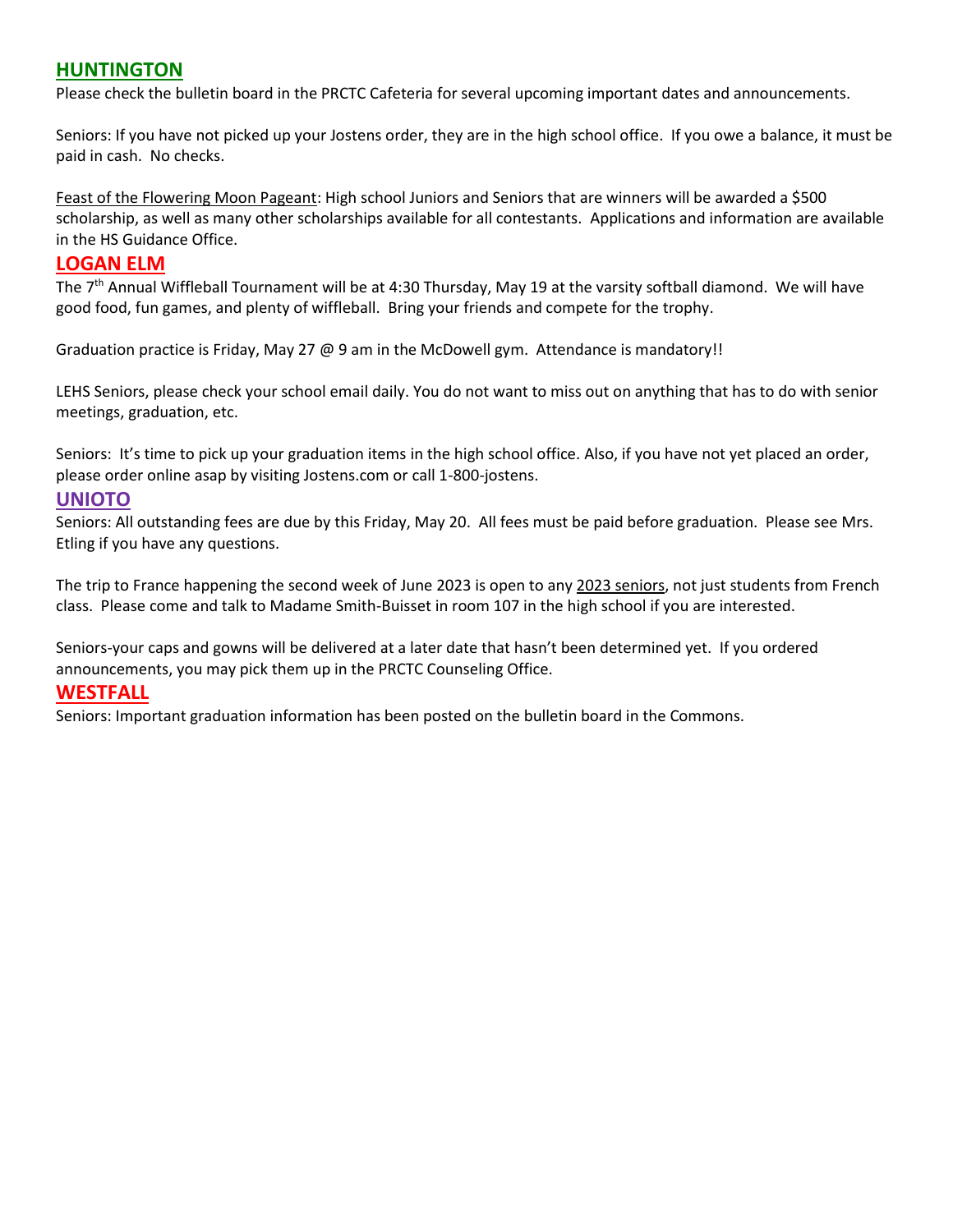## HUNTINGTON

Please check the bulletin board in the PRCTC Cafeteria for several upcoming important dates and announcements.

Seniors: If you have not picked up your Jostens order, they are in the high school office. If you owe a balance, it must be paid in cash. No checks.

Feast of the Flowering Moon Pageant: High school Juniors and Seniors that are winners will be awarded a $500 scholarship, as well as many other scholarships available for all contestants. Applications and information are available in the HS Guidance Office.

## LOGAN ELM

The 7th Annual Wiffleball Tournament will be at 4:30 Thursday, May 19 at the varsity softball diamond. We will have good food, fun games, and plenty of wiffleball. Bring your friends and compete for the trophy.

Graduation practice is Friday, May 27 @ 9 am in the McDowell gym. Attendance is mandatory!!

LEHS Seniors, please check your school email daily. You do not want to miss out on anything that has to do with senior meetings, graduation, etc.

Seniors: It's time to pick up your graduation items in the high school office. Also, if you have not yet placed an order, please order online asap by visiting Jostens.com or call 1-800-jostens.

## UNIOTO

Seniors: All outstanding fees are due by this Friday, May 20. All fees must be paid before graduation. Please see Mrs. Etling if you have any questions.

The trip to France happening the second week of June 2023 is open to any 2023 seniors, not just students from French class. Please come and talk to Madame Smith-Buisset in room 107 in the high school if you are interested.

Seniors-your caps and gowns will be delivered at a later date that hasn't been determined yet. If you ordered announcements, you may pick them up in the PRCTC Counseling Office.

## WESTFALL

Seniors: Important graduation information has been posted on the bulletin board in the Commons.